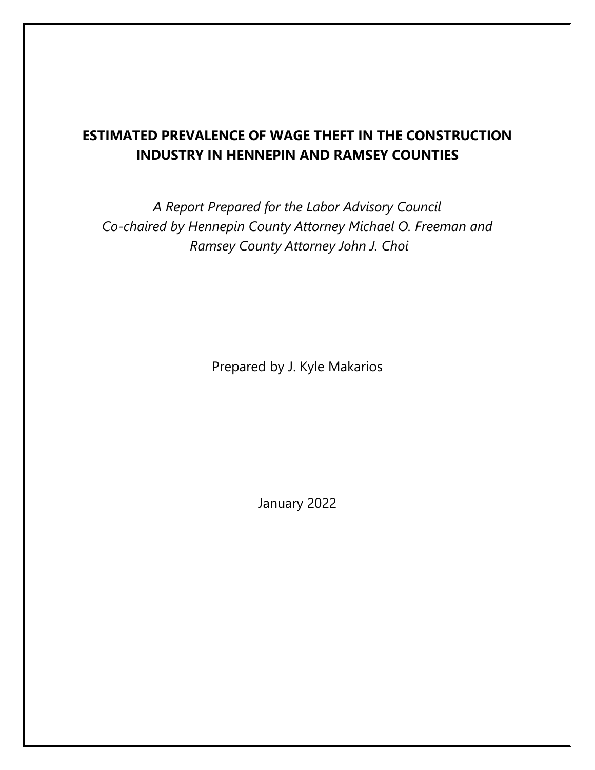# ESTIMATED PREVALENCE OF WAGE THEFT IN THE CONSTRUCTION INDUSTRY IN HENNEPIN AND RAMSEY COUNTIES

*A Report Prepared for the Labor Advisory Council*
*Co-chaired by Hennepin County Attorney Michael O. Freeman and*
*Ramsey County Attorney John J. Choi*

Prepared by J. Kyle Makarios

January 2022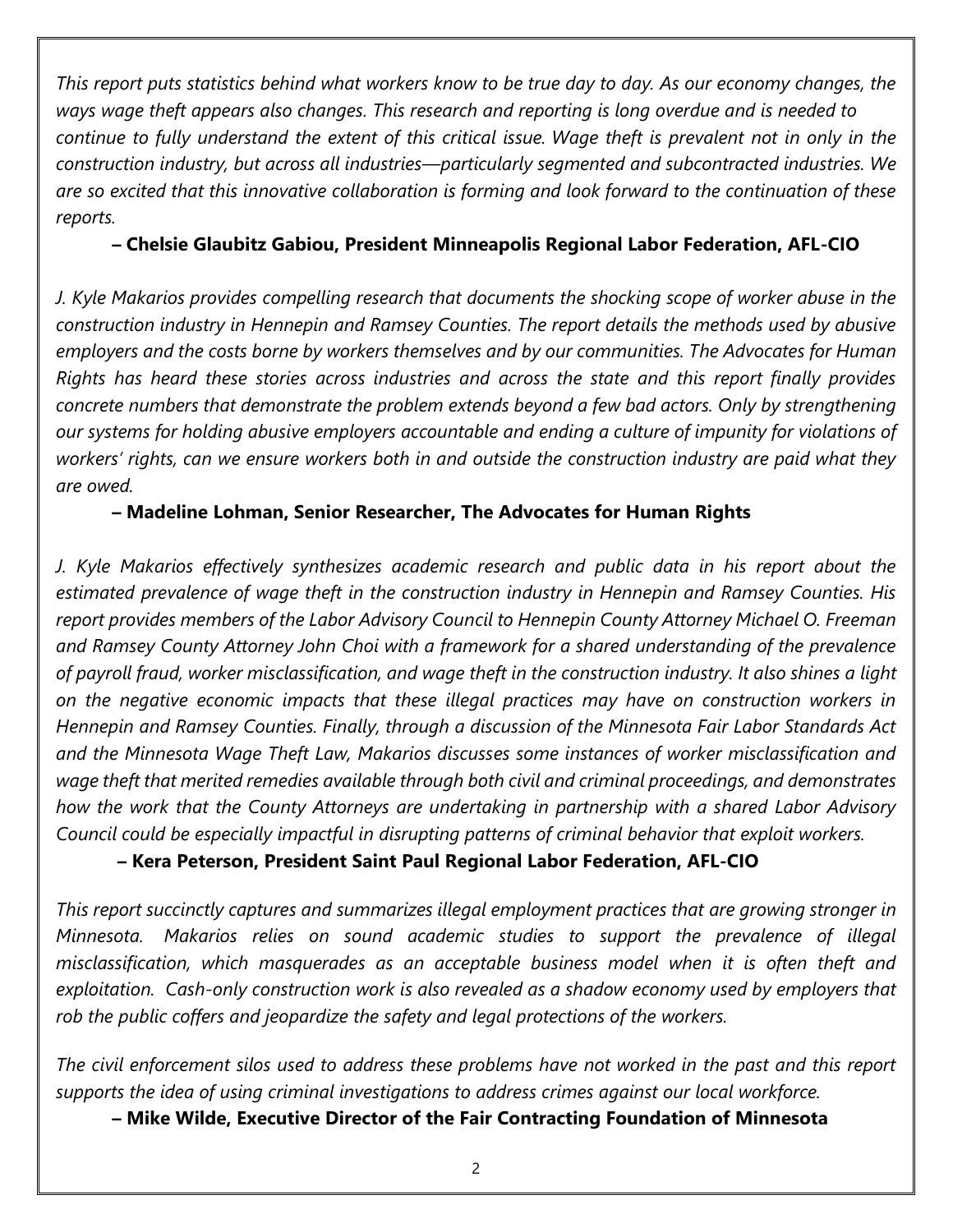*This report puts statistics behind what workers know to be true day to day. As our economy changes, the ways wage theft appears also changes. This research and reporting is long overdue and is needed to continue to fully understand the extent of this critical issue. Wage theft is prevalent not in only in the construction industry, but across all industries—particularly segmented and subcontracted industries. We are so excited that this innovative collaboration is forming and look forward to the continuation of these reports.*

**– Chelsie Glaubitz Gabiou, President Minneapolis Regional Labor Federation, AFL-CIO**

*J. Kyle Makarios provides compelling research that documents the shocking scope of worker abuse in the construction industry in Hennepin and Ramsey Counties. The report details the methods used by abusive employers and the costs borne by workers themselves and by our communities. The Advocates for Human Rights has heard these stories across industries and across the state and this report finally provides concrete numbers that demonstrate the problem extends beyond a few bad actors. Only by strengthening our systems for holding abusive employers accountable and ending a culture of impunity for violations of workers' rights, can we ensure workers both in and outside the construction industry are paid what they are owed.*

**– Madeline Lohman, Senior Researcher, The Advocates for Human Rights**

*J. Kyle Makarios effectively synthesizes academic research and public data in his report about the estimated prevalence of wage theft in the construction industry in Hennepin and Ramsey Counties. His report provides members of the Labor Advisory Council to Hennepin County Attorney Michael O. Freeman and Ramsey County Attorney John Choi with a framework for a shared understanding of the prevalence of payroll fraud, worker misclassification, and wage theft in the construction industry. It also shines a light on the negative economic impacts that these illegal practices may have on construction workers in Hennepin and Ramsey Counties. Finally, through a discussion of the Minnesota Fair Labor Standards Act and the Minnesota Wage Theft Law, Makarios discusses some instances of worker misclassification and wage theft that merited remedies available through both civil and criminal proceedings, and demonstrates how the work that the County Attorneys are undertaking in partnership with a shared Labor Advisory Council could be especially impactful in disrupting patterns of criminal behavior that exploit workers.*

**– Kera Peterson, President Saint Paul Regional Labor Federation, AFL-CIO**

*This report succinctly captures and summarizes illegal employment practices that are growing stronger in Minnesota. Makarios relies on sound academic studies to support the prevalence of illegal misclassification, which masquerades as an acceptable business model when it is often theft and exploitation. Cash-only construction work is also revealed as a shadow economy used by employers that rob the public coffers and jeopardize the safety and legal protections of the workers.*

*The civil enforcement silos used to address these problems have not worked in the past and this report supports the idea of using criminal investigations to address crimes against our local workforce.*

**– Mike Wilde, Executive Director of the Fair Contracting Foundation of Minnesota**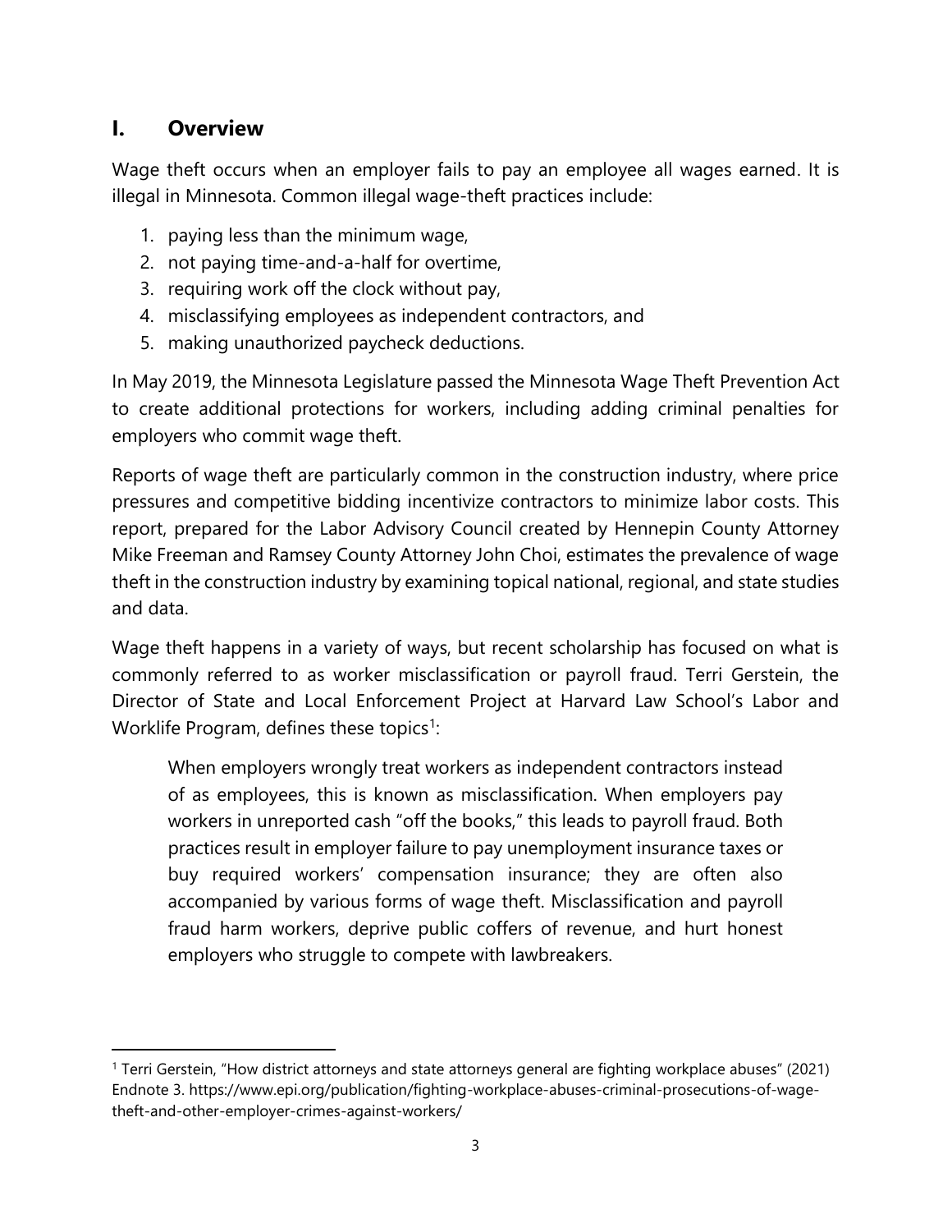## I. Overview

Wage theft occurs when an employer fails to pay an employee all wages earned. It is illegal in Minnesota. Common illegal wage-theft practices include:

1. paying less than the minimum wage,
2. not paying time-and-a-half for overtime,
3. requiring work off the clock without pay,
4. misclassifying employees as independent contractors, and
5. making unauthorized paycheck deductions.

In May 2019, the Minnesota Legislature passed the Minnesota Wage Theft Prevention Act to create additional protections for workers, including adding criminal penalties for employers who commit wage theft.

Reports of wage theft are particularly common in the construction industry, where price pressures and competitive bidding incentivize contractors to minimize labor costs. This report, prepared for the Labor Advisory Council created by Hennepin County Attorney Mike Freeman and Ramsey County Attorney John Choi, estimates the prevalence of wage theft in the construction industry by examining topical national, regional, and state studies and data.

Wage theft happens in a variety of ways, but recent scholarship has focused on what is commonly referred to as worker misclassification or payroll fraud. Terri Gerstein, the Director of State and Local Enforcement Project at Harvard Law School's Labor and Worklife Program, defines these topics[1]:

> When employers wrongly treat workers as independent contractors instead of as employees, this is known as misclassification. When employers pay workers in unreported cash "off the books," this leads to payroll fraud. Both practices result in employer failure to pay unemployment insurance taxes or buy required workers' compensation insurance; they are often also accompanied by various forms of wage theft. Misclassification and payroll fraud harm workers, deprive public coffers of revenue, and hurt honest employers who struggle to compete with lawbreakers.

---

[1] Terri Gerstein, "How district attorneys and state attorneys general are fighting workplace abuses" (2021) Endnote 3. https://www.epi.org/publication/fighting-workplace-abuses-criminal-prosecutions-of-wage-theft-and-other-employer-crimes-against-workers/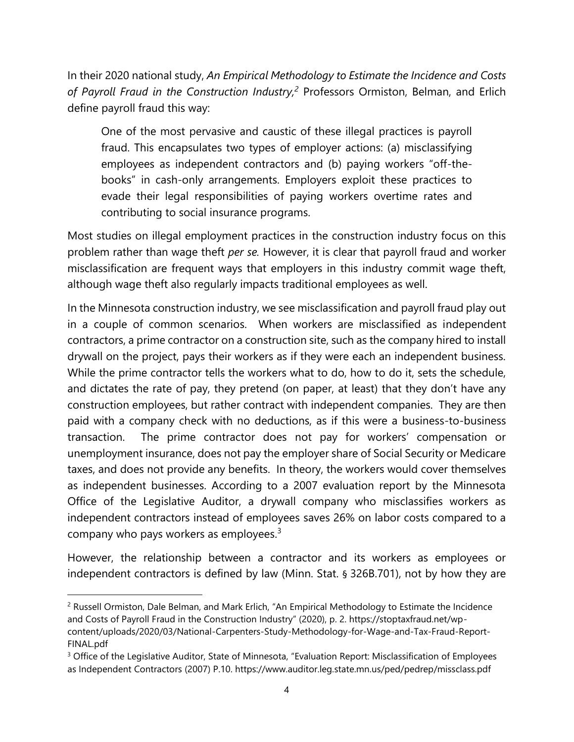In their 2020 national study, *An Empirical Methodology to Estimate the Incidence and Costs of Payroll Fraud in the Construction Industry,*[2] Professors Ormiston, Belman, and Erlich define payroll fraud this way:

> One of the most pervasive and caustic of these illegal practices is payroll fraud. This encapsulates two types of employer actions: (a) misclassifying employees as independent contractors and (b) paying workers "off-the-books" in cash-only arrangements. Employers exploit these practices to evade their legal responsibilities of paying workers overtime rates and contributing to social insurance programs.

Most studies on illegal employment practices in the construction industry focus on this problem rather than wage theft *per se.* However, it is clear that payroll fraud and worker misclassification are frequent ways that employers in this industry commit wage theft, although wage theft also regularly impacts traditional employees as well.

In the Minnesota construction industry, we see misclassification and payroll fraud play out in a couple of common scenarios. When workers are misclassified as independent contractors, a prime contractor on a construction site, such as the company hired to install drywall on the project, pays their workers as if they were each an independent business. While the prime contractor tells the workers what to do, how to do it, sets the schedule, and dictates the rate of pay, they pretend (on paper, at least) that they don't have any construction employees, but rather contract with independent companies. They are then paid with a company check with no deductions, as if this were a business-to-business transaction. The prime contractor does not pay for workers' compensation or unemployment insurance, does not pay the employer share of Social Security or Medicare taxes, and does not provide any benefits. In theory, the workers would cover themselves as independent businesses. According to a 2007 evaluation report by the Minnesota Office of the Legislative Auditor, a drywall company who misclassifies workers as independent contractors instead of employees saves 26% on labor costs compared to a company who pays workers as employees.[3]

However, the relationship between a contractor and its workers as employees or independent contractors is defined by law (Minn. Stat. § 326B.701), not by how they are

---

[2] Russell Ormiston, Dale Belman, and Mark Erlich, "An Empirical Methodology to Estimate the Incidence and Costs of Payroll Fraud in the Construction Industry" (2020), p. 2. https://stoptaxfraud.net/wp-content/uploads/2020/03/National-Carpenters-Study-Methodology-for-Wage-and-Tax-Fraud-Report-FINAL.pdf

[3] Office of the Legislative Auditor, State of Minnesota, "Evaluation Report: Misclassification of Employees as Independent Contractors (2007) P.10. https://www.auditor.leg.state.mn.us/ped/pedrep/missclass.pdf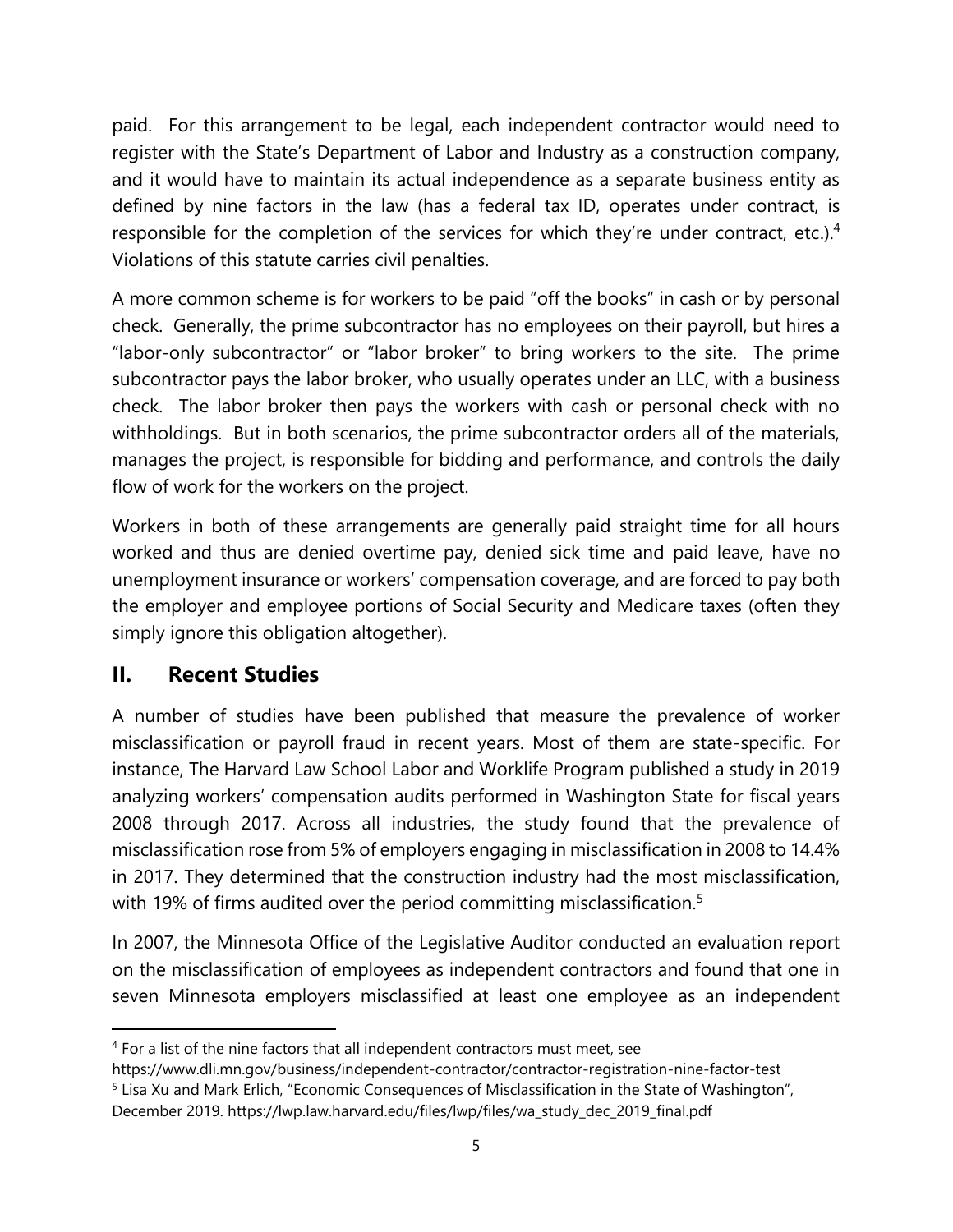paid. For this arrangement to be legal, each independent contractor would need to register with the State's Department of Labor and Industry as a construction company, and it would have to maintain its actual independence as a separate business entity as defined by nine factors in the law (has a federal tax ID, operates under contract, is responsible for the completion of the services for which they're under contract, etc.).[4] Violations of this statute carries civil penalties.

A more common scheme is for workers to be paid "off the books" in cash or by personal check. Generally, the prime subcontractor has no employees on their payroll, but hires a "labor-only subcontractor" or "labor broker" to bring workers to the site. The prime subcontractor pays the labor broker, who usually operates under an LLC, with a business check. The labor broker then pays the workers with cash or personal check with no withholdings. But in both scenarios, the prime subcontractor orders all of the materials, manages the project, is responsible for bidding and performance, and controls the daily flow of work for the workers on the project.

Workers in both of these arrangements are generally paid straight time for all hours worked and thus are denied overtime pay, denied sick time and paid leave, have no unemployment insurance or workers' compensation coverage, and are forced to pay both the employer and employee portions of Social Security and Medicare taxes (often they simply ignore this obligation altogether).

## II. Recent Studies

A number of studies have been published that measure the prevalence of worker misclassification or payroll fraud in recent years. Most of them are state-specific. For instance, The Harvard Law School Labor and Worklife Program published a study in 2019 analyzing workers' compensation audits performed in Washington State for fiscal years 2008 through 2017. Across all industries, the study found that the prevalence of misclassification rose from 5% of employers engaging in misclassification in 2008 to 14.4% in 2017. They determined that the construction industry had the most misclassification, with 19% of firms audited over the period committing misclassification.[5]

In 2007, the Minnesota Office of the Legislative Auditor conducted an evaluation report on the misclassification of employees as independent contractors and found that one in seven Minnesota employers misclassified at least one employee as an independent

---

[4] For a list of the nine factors that all independent contractors must meet, see https://www.dli.mn.gov/business/independent-contractor/contractor-registration-nine-factor-test

[5] Lisa Xu and Mark Erlich, "Economic Consequences of Misclassification in the State of Washington", December 2019. https://lwp.law.harvard.edu/files/lwp/files/wa_study_dec_2019_final.pdf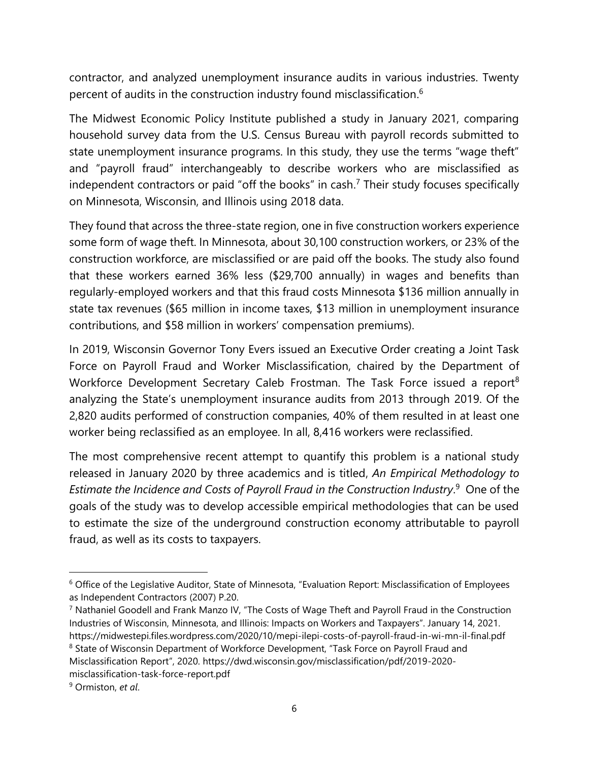contractor, and analyzed unemployment insurance audits in various industries. Twenty percent of audits in the construction industry found misclassification.[6]

The Midwest Economic Policy Institute published a study in January 2021, comparing household survey data from the U.S. Census Bureau with payroll records submitted to state unemployment insurance programs. In this study, they use the terms "wage theft" and "payroll fraud" interchangeably to describe workers who are misclassified as independent contractors or paid "off the books" in cash.[7] Their study focuses specifically on Minnesota, Wisconsin, and Illinois using 2018 data.

They found that across the three-state region, one in five construction workers experience some form of wage theft. In Minnesota, about 30,100 construction workers, or 23% of the construction workforce, are misclassified or are paid off the books. The study also found that these workers earned 36% less ($29,700 annually) in wages and benefits than regularly-employed workers and that this fraud costs Minnesota $136 million annually in state tax revenues ($65 million in income taxes, $13 million in unemployment insurance contributions, and $58 million in workers' compensation premiums).

In 2019, Wisconsin Governor Tony Evers issued an Executive Order creating a Joint Task Force on Payroll Fraud and Worker Misclassification, chaired by the Department of Workforce Development Secretary Caleb Frostman. The Task Force issued a report[8] analyzing the State's unemployment insurance audits from 2013 through 2019. Of the 2,820 audits performed of construction companies, 40% of them resulted in at least one worker being reclassified as an employee. In all, 8,416 workers were reclassified.

The most comprehensive recent attempt to quantify this problem is a national study released in January 2020 by three academics and is titled, *An Empirical Methodology to Estimate the Incidence and Costs of Payroll Fraud in the Construction Industry*.[9] One of the goals of the study was to develop accessible empirical methodologies that can be used to estimate the size of the underground construction economy attributable to payroll fraud, as well as its costs to taxpayers.

---

[6] Office of the Legislative Auditor, State of Minnesota, "Evaluation Report: Misclassification of Employees as Independent Contractors (2007) P.20.

[7] Nathaniel Goodell and Frank Manzo IV, "The Costs of Wage Theft and Payroll Fraud in the Construction Industries of Wisconsin, Minnesota, and Illinois: Impacts on Workers and Taxpayers". January 14, 2021. https://midwestepi.files.wordpress.com/2020/10/mepi-ilepi-costs-of-payroll-fraud-in-wi-mn-il-final.pdf

[8] State of Wisconsin Department of Workforce Development, "Task Force on Payroll Fraud and Misclassification Report", 2020. https://dwd.wisconsin.gov/misclassification/pdf/2019-2020-misclassification-task-force-report.pdf

[9] Ormiston, *et al*.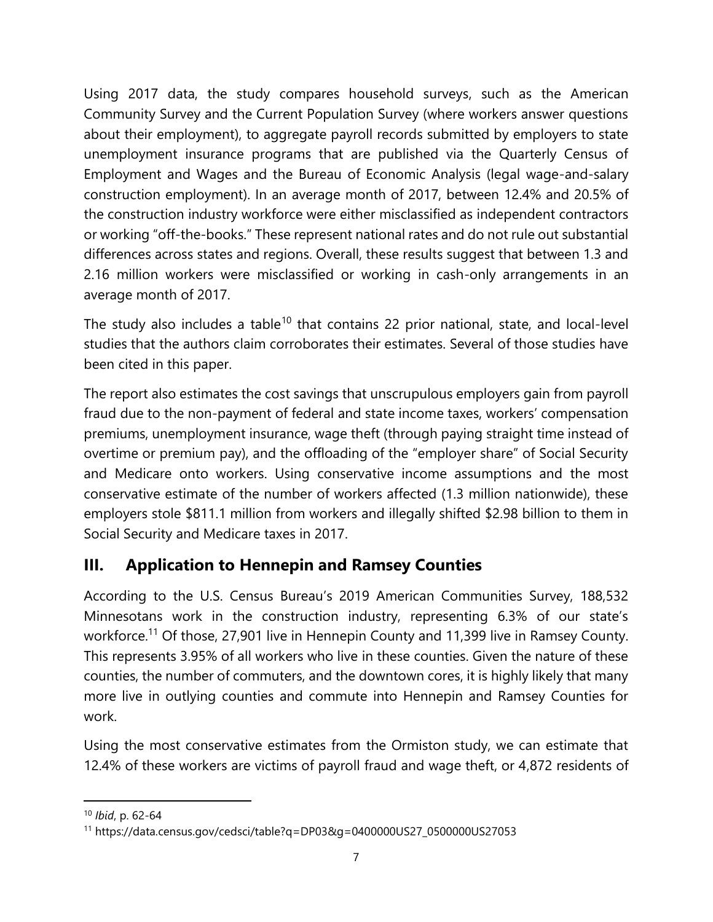Using 2017 data, the study compares household surveys, such as the American Community Survey and the Current Population Survey (where workers answer questions about their employment), to aggregate payroll records submitted by employers to state unemployment insurance programs that are published via the Quarterly Census of Employment and Wages and the Bureau of Economic Analysis (legal wage-and-salary construction employment). In an average month of 2017, between 12.4% and 20.5% of the construction industry workforce were either misclassified as independent contractors or working "off-the-books." These represent national rates and do not rule out substantial differences across states and regions. Overall, these results suggest that between 1.3 and 2.16 million workers were misclassified or working in cash-only arrangements in an average month of 2017.

The study also includes a table[10] that contains 22 prior national, state, and local-level studies that the authors claim corroborates their estimates. Several of those studies have been cited in this paper.

The report also estimates the cost savings that unscrupulous employers gain from payroll fraud due to the non-payment of federal and state income taxes, workers' compensation premiums, unemployment insurance, wage theft (through paying straight time instead of overtime or premium pay), and the offloading of the "employer share" of Social Security and Medicare onto workers. Using conservative income assumptions and the most conservative estimate of the number of workers affected (1.3 million nationwide), these employers stole $811.1 million from workers and illegally shifted $2.98 billion to them in Social Security and Medicare taxes in 2017.

## III. Application to Hennepin and Ramsey Counties

According to the U.S. Census Bureau's 2019 American Communities Survey, 188,532 Minnesotans work in the construction industry, representing 6.3% of our state's workforce.[11] Of those, 27,901 live in Hennepin County and 11,399 live in Ramsey County. This represents 3.95% of all workers who live in these counties. Given the nature of these counties, the number of commuters, and the downtown cores, it is highly likely that many more live in outlying counties and commute into Hennepin and Ramsey Counties for work.

Using the most conservative estimates from the Ormiston study, we can estimate that 12.4% of these workers are victims of payroll fraud and wage theft, or 4,872 residents of

---

[10] *Ibid*, p. 62-64

[11] https://data.census.gov/cedsci/table?q=DP03&g=0400000US27_0500000US27053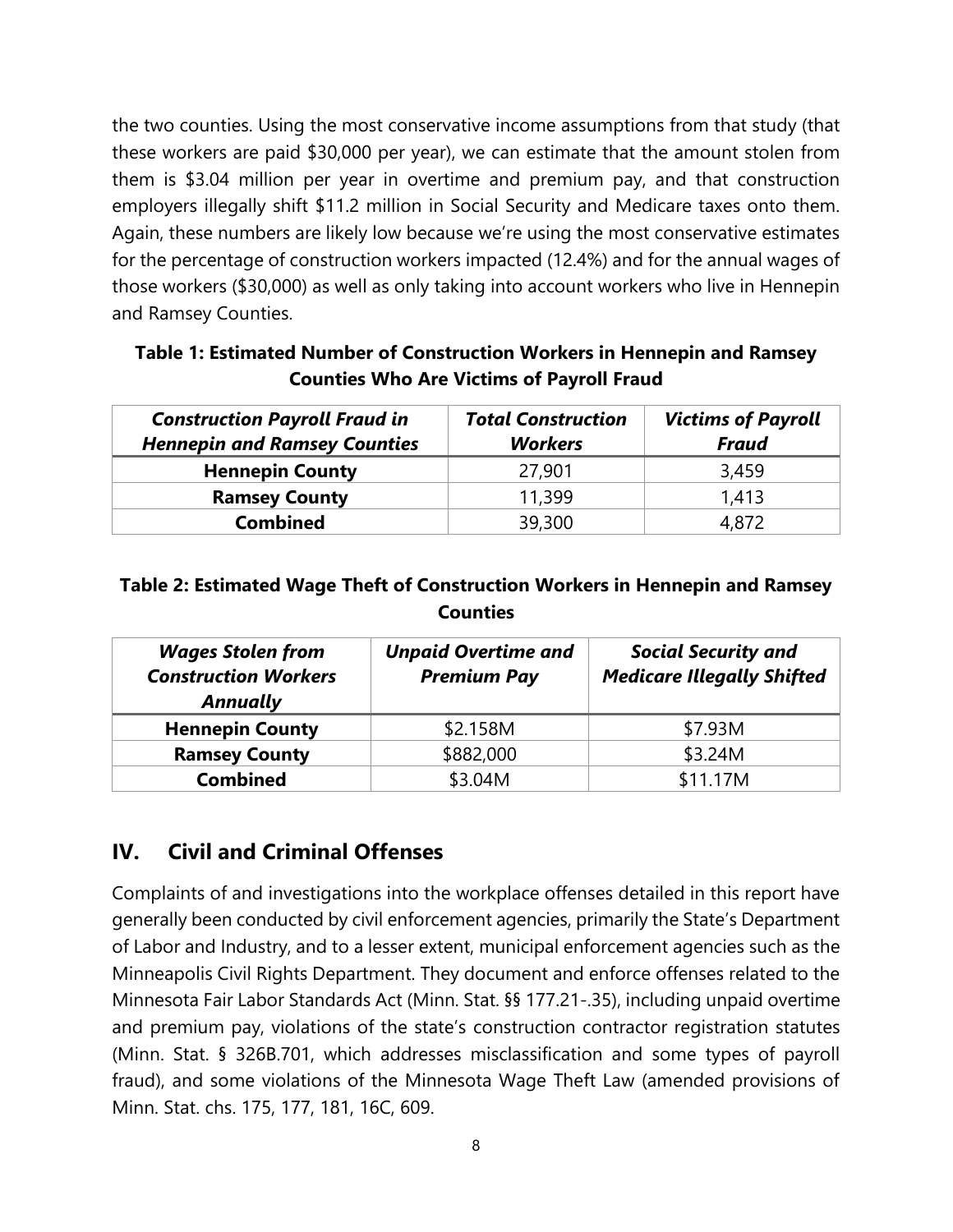the two counties. Using the most conservative income assumptions from that study (that these workers are paid $30,000 per year), we can estimate that the amount stolen from them is $3.04 million per year in overtime and premium pay, and that construction employers illegally shift $11.2 million in Social Security and Medicare taxes onto them. Again, these numbers are likely low because we're using the most conservative estimates for the percentage of construction workers impacted (12.4%) and for the annual wages of those workers ($30,000) as well as only taking into account workers who live in Hennepin and Ramsey Counties.

**Table 1: Estimated Number of Construction Workers in Hennepin and Ramsey Counties Who Are Victims of Payroll Fraud**

| *Construction Payroll Fraud in Hennepin and Ramsey Counties* | *Total Construction Workers* | *Victims of Payroll Fraud* |
|---|---|---|
| **Hennepin County** | 27,901 | 3,459 |
| **Ramsey County** | 11,399 | 1,413 |
| **Combined** | 39,300 | 4,872 |

**Table 2: Estimated Wage Theft of Construction Workers in Hennepin and Ramsey Counties**

| *Wages Stolen from Construction Workers Annually* | *Unpaid Overtime and Premium Pay* | *Social Security and Medicare Illegally Shifted* |
|---|---|---|
| **Hennepin County** | $2.158M | $7.93M |
| **Ramsey County** | $882,000 | $3.24M |
| **Combined** | $3.04M | $11.17M |

## IV. Civil and Criminal Offenses

Complaints of and investigations into the workplace offenses detailed in this report have generally been conducted by civil enforcement agencies, primarily the State's Department of Labor and Industry, and to a lesser extent, municipal enforcement agencies such as the Minneapolis Civil Rights Department. They document and enforce offenses related to the Minnesota Fair Labor Standards Act (Minn. Stat. §§ 177.21-.35), including unpaid overtime and premium pay, violations of the state's construction contractor registration statutes (Minn. Stat. § 326B.701, which addresses misclassification and some types of payroll fraud), and some violations of the Minnesota Wage Theft Law (amended provisions of Minn. Stat. chs. 175, 177, 181, 16C, 609.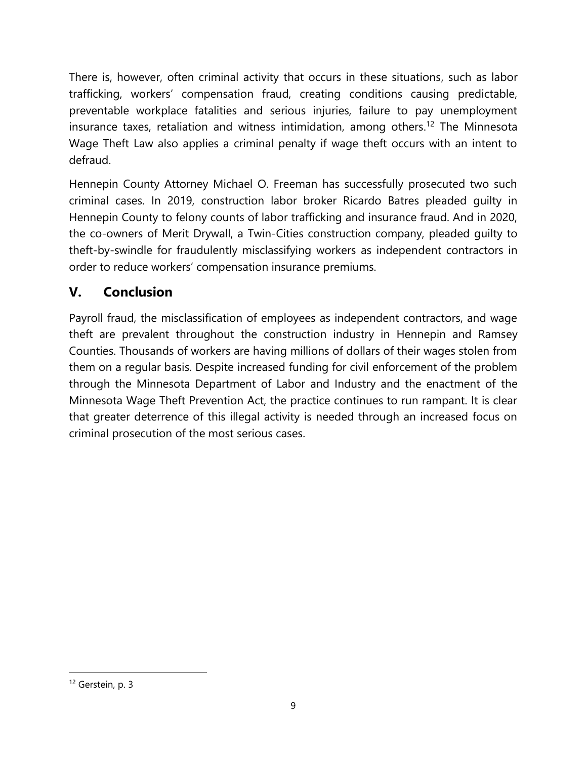There is, however, often criminal activity that occurs in these situations, such as labor trafficking, workers' compensation fraud, creating conditions causing predictable, preventable workplace fatalities and serious injuries, failure to pay unemployment insurance taxes, retaliation and witness intimidation, among others.[12] The Minnesota Wage Theft Law also applies a criminal penalty if wage theft occurs with an intent to defraud.

Hennepin County Attorney Michael O. Freeman has successfully prosecuted two such criminal cases. In 2019, construction labor broker Ricardo Batres pleaded guilty in Hennepin County to felony counts of labor trafficking and insurance fraud. And in 2020, the co-owners of Merit Drywall, a Twin-Cities construction company, pleaded guilty to theft-by-swindle for fraudulently misclassifying workers as independent contractors in order to reduce workers' compensation insurance premiums.

## V. Conclusion

Payroll fraud, the misclassification of employees as independent contractors, and wage theft are prevalent throughout the construction industry in Hennepin and Ramsey Counties. Thousands of workers are having millions of dollars of their wages stolen from them on a regular basis. Despite increased funding for civil enforcement of the problem through the Minnesota Department of Labor and Industry and the enactment of the Minnesota Wage Theft Prevention Act, the practice continues to run rampant. It is clear that greater deterrence of this illegal activity is needed through an increased focus on criminal prosecution of the most serious cases.

[12] Gerstein, p. 3